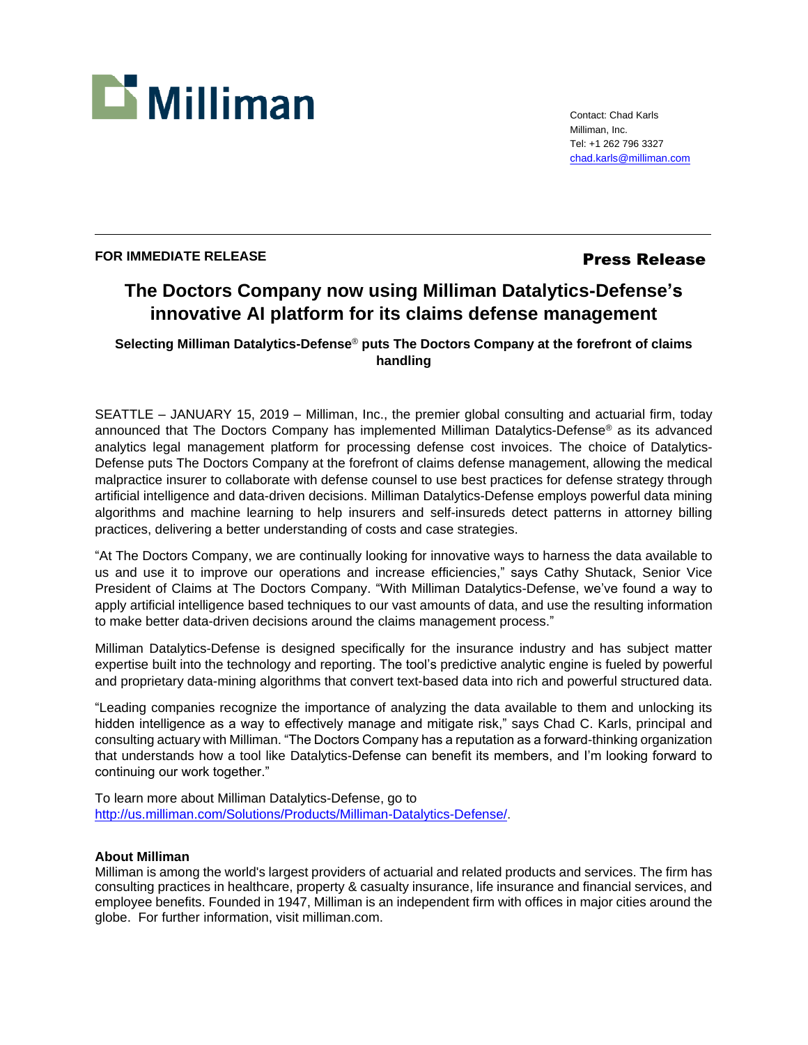Milliman

Contact: Chad Karls
Milliman, Inc.
Tel: +1 262 796 3327
chad.karls@milliman.com

---

**FOR IMMEDIATE RELEASE**

**Press Release**

# The Doctors Company now using Milliman Datalytics-Defense's innovative AI platform for its claims defense management

**Selecting Milliman Datalytics-Defense® puts The Doctors Company at the forefront of claims handling**

SEATTLE – JANUARY 15, 2019 – Milliman, Inc., the premier global consulting and actuarial firm, today announced that The Doctors Company has implemented Milliman Datalytics-Defense® as its advanced analytics legal management platform for processing defense cost invoices. The choice of Datalytics-Defense puts The Doctors Company at the forefront of claims defense management, allowing the medical malpractice insurer to collaborate with defense counsel to use best practices for defense strategy through artificial intelligence and data-driven decisions. Milliman Datalytics-Defense employs powerful data mining algorithms and machine learning to help insurers and self-insureds detect patterns in attorney billing practices, delivering a better understanding of costs and case strategies.

"At The Doctors Company, we are continually looking for innovative ways to harness the data available to us and use it to improve our operations and increase efficiencies," says Cathy Shutack, Senior Vice President of Claims at The Doctors Company. "With Milliman Datalytics-Defense, we've found a way to apply artificial intelligence based techniques to our vast amounts of data, and use the resulting information to make better data-driven decisions around the claims management process."

Milliman Datalytics-Defense is designed specifically for the insurance industry and has subject matter expertise built into the technology and reporting. The tool's predictive analytic engine is fueled by powerful and proprietary data-mining algorithms that convert text-based data into rich and powerful structured data.

"Leading companies recognize the importance of analyzing the data available to them and unlocking its hidden intelligence as a way to effectively manage and mitigate risk," says Chad C. Karls, principal and consulting actuary with Milliman. "The Doctors Company has a reputation as a forward-thinking organization that understands how a tool like Datalytics-Defense can benefit its members, and I'm looking forward to continuing our work together."

To learn more about Milliman Datalytics-Defense, go to http://us.milliman.com/Solutions/Products/Milliman-Datalytics-Defense/.

**About Milliman**
Milliman is among the world's largest providers of actuarial and related products and services. The firm has consulting practices in healthcare, property & casualty insurance, life insurance and financial services, and employee benefits. Founded in 1947, Milliman is an independent firm with offices in major cities around the globe. For further information, visit milliman.com.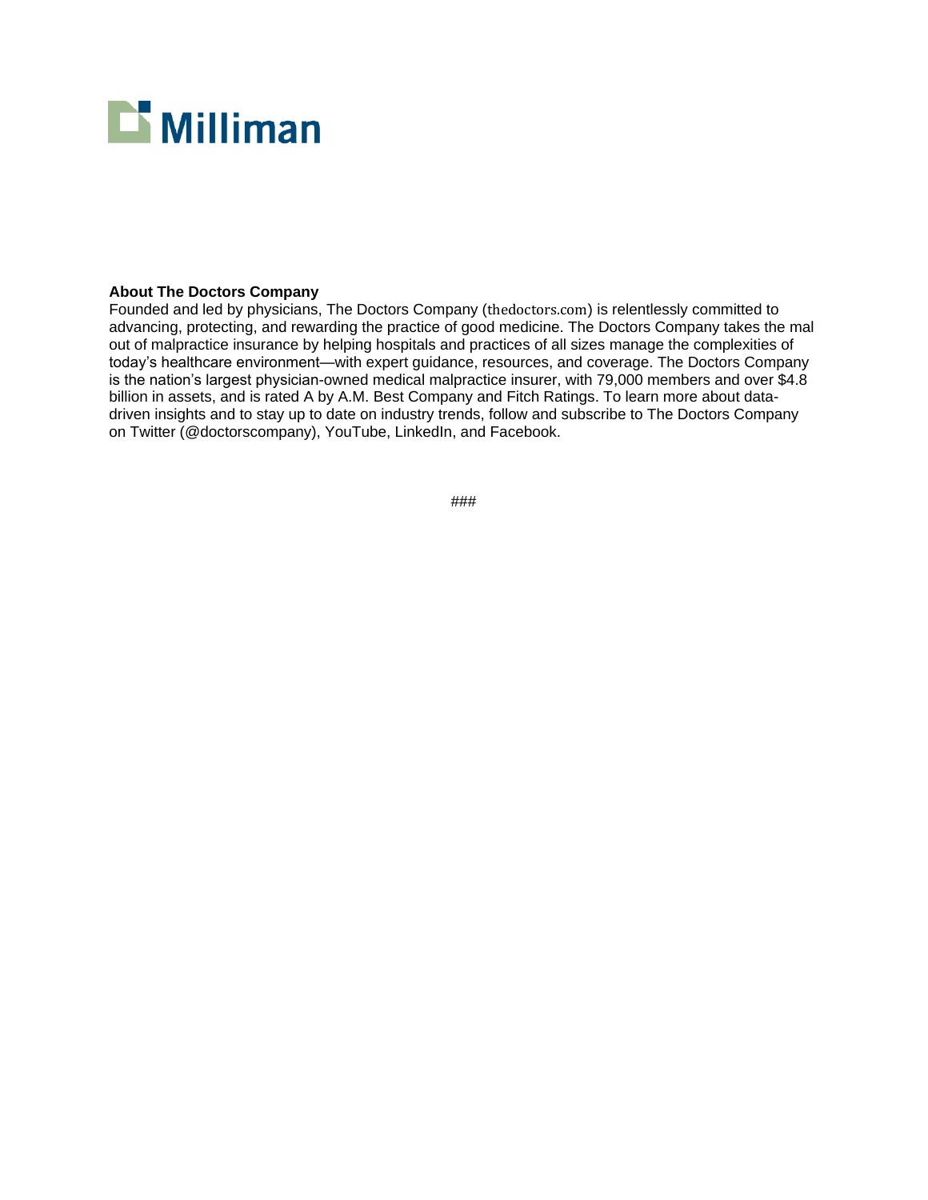Milliman

**About The Doctors Company**
Founded and led by physicians, The Doctors Company (thedoctors.com) is relentlessly committed to advancing, protecting, and rewarding the practice of good medicine. The Doctors Company takes the mal out of malpractice insurance by helping hospitals and practices of all sizes manage the complexities of today's healthcare environment—with expert guidance, resources, and coverage. The Doctors Company is the nation's largest physician-owned medical malpractice insurer, with 79,000 members and over $4.8 billion in assets, and is rated A by A.M. Best Company and Fitch Ratings. To learn more about data-driven insights and to stay up to date on industry trends, follow and subscribe to The Doctors Company on Twitter (@doctorscompany), YouTube, LinkedIn, and Facebook.

###